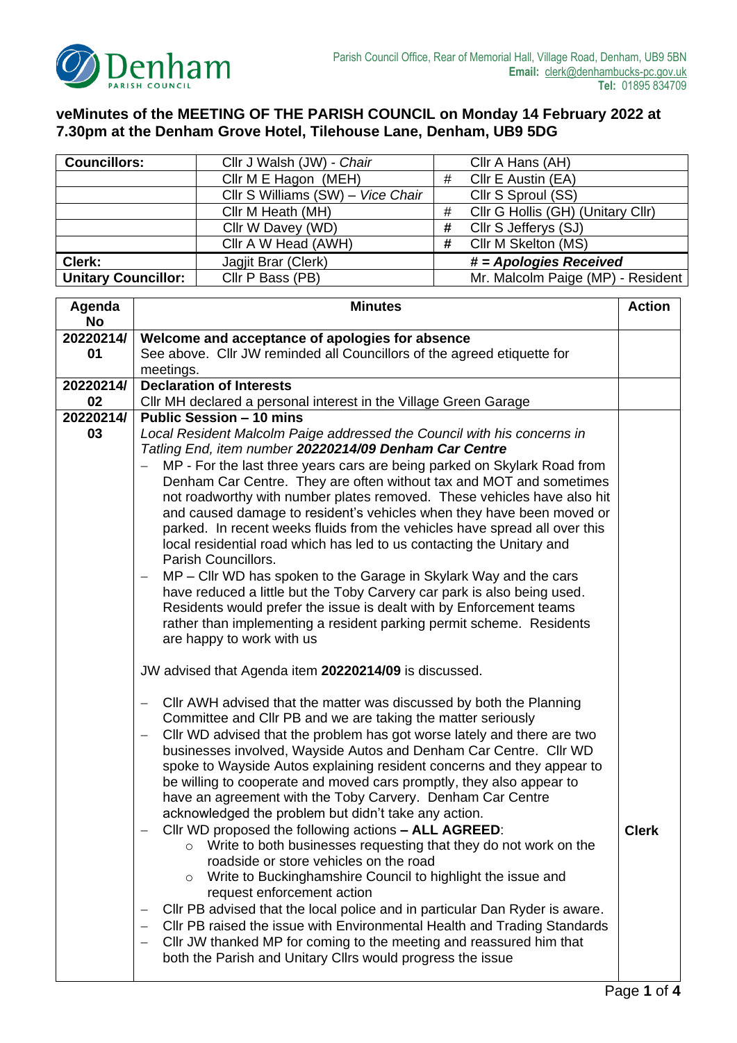Denham PARISH COUNCIL

Parish Council Office, Rear of Memorial Hall, Village Road, Denham, UB9 5BN
**Email:** clerk@denhambucks-pc.gov.uk
**Tel:** 01895 834709

## veMinutes of the MEETING OF THE PARISH COUNCIL on Monday 14 February 2022 at 7.30pm at the Denham Grove Hotel, Tilehouse Lane, Denham, UB9 5DG

| **Councillors:** | Cllr J Walsh (JW) - *Chair* | | Cllr A Hans (AH) |
|---|---|---|---|
| | Cllr M E Hagon (MEH) | # | Cllr E Austin (EA) |
| | Cllr S Williams (SW) – *Vice Chair* | | Cllr S Sproul (SS) |
| | Cllr M Heath (MH) | # | Cllr G Hollis (GH) (Unitary Cllr) |
| | Cllr W Davey (WD) | # | Cllr S Jefferys (SJ) |
| | Cllr A W Head (AWH) | # | Cllr M Skelton (MS) |
| **Clerk:** | Jagjit Brar (Clerk) | | ***# = Apologies Received*** |
| **Unitary Councillor:** | Cllr P Bass (PB) | | Mr. Malcolm Paige (MP) - Resident |

| Agenda No | Minutes | Action |
|---|---|---|
| **20220214/ 01** | **Welcome and acceptance of apologies for absence**<br>See above. Cllr JW reminded all Councillors of the agreed etiquette for meetings. | |
| **20220214/ 02** | **Declaration of Interests**<br>Cllr MH declared a personal interest in the Village Green Garage | |
| **20220214/ 03** | **Public Session – 10 mins**<br>*Local Resident Malcolm Paige addressed the Council with his concerns in Tatling End, item number* ***20220214/09 Denham Car Centre***<br>– MP - For the last three years cars are being parked on Skylark Road from Denham Car Centre. They are often without tax and MOT and sometimes not roadworthy with number plates removed. These vehicles have also hit and caused damage to resident's vehicles when they have been moved or parked. In recent weeks fluids from the vehicles have spread all over this local residential road which has led to us contacting the Unitary and Parish Councillors.<br>– MP – Cllr WD has spoken to the Garage in Skylark Way and the cars have reduced a little but the Toby Carvery car park is also being used. Residents would prefer the issue is dealt with by Enforcement teams rather than implementing a resident parking permit scheme. Residents are happy to work with us<br><br>JW advised that Agenda item **20220214/09** is discussed.<br><br>– Cllr AWH advised that the matter was discussed by both the Planning Committee and Cllr PB and we are taking the matter seriously<br>– Cllr WD advised that the problem has got worse lately and there are two businesses involved, Wayside Autos and Denham Car Centre. Cllr WD spoke to Wayside Autos explaining resident concerns and they appear to be willing to cooperate and moved cars promptly, they also appear to have an agreement with the Toby Carvery. Denham Car Centre acknowledged the problem but didn't take any action.<br>– Cllr WD proposed the following actions **– ALL AGREED**:<br>&nbsp;&nbsp;&nbsp;&nbsp;○ Write to both businesses requesting that they do not work on the roadside or store vehicles on the road<br>&nbsp;&nbsp;&nbsp;&nbsp;○ Write to Buckinghamshire Council to highlight the issue and request enforcement action<br>– Cllr PB advised that the local police and in particular Dan Ryder is aware.<br>– Cllr PB raised the issue with Environmental Health and Trading Standards<br>– Cllr JW thanked MP for coming to the meeting and reassured him that both the Parish and Unitary Cllrs would progress the issue | **Clerk** |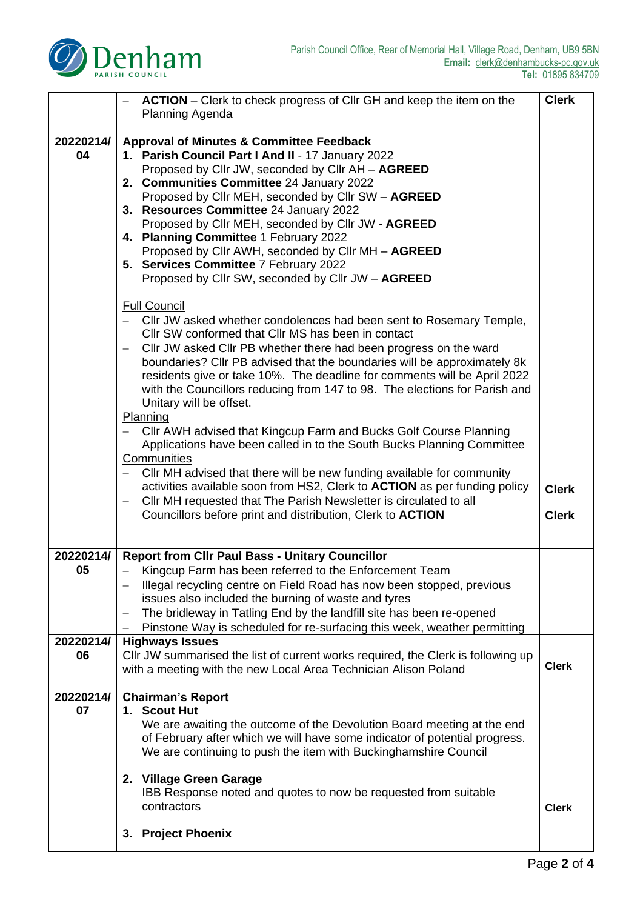| | | |
|---|---|---|
| | – **ACTION** – Clerk to check progress of Cllr GH and keep the item on the Planning Agenda | **Clerk** |
| 20220214/ 04 | **Approval of Minutes & Committee Feedback**<br>1. **Parish Council Part I And II** - 17 January 2022<br>Proposed by Cllr JW, seconded by Cllr AH – **AGREED**<br>2. **Communities Committee** 24 January 2022<br>Proposed by Cllr MEH, seconded by Cllr SW – **AGREED**<br>3. **Resources Committee** 24 January 2022<br>Proposed by Cllr MEH, seconded by Cllr JW - **AGREED**<br>4. **Planning Committee** 1 February 2022<br>Proposed by Cllr AWH, seconded by Cllr MH – **AGREED**<br>5. **Services Committee** 7 February 2022<br>Proposed by Cllr SW, seconded by Cllr JW – **AGREED**<br><br>Full Council<br>– Cllr JW asked whether condolences had been sent to Rosemary Temple, Cllr SW conformed that Cllr MS has been in contact<br>– Cllr JW asked Cllr PB whether there had been progress on the ward boundaries? Cllr PB advised that the boundaries will be approximately 8k residents give or take 10%. The deadline for comments will be April 2022 with the Councillors reducing from 147 to 98. The elections for Parish and Unitary will be offset.<br>Planning<br>– Cllr AWH advised that Kingcup Farm and Bucks Golf Course Planning Applications have been called in to the South Bucks Planning Committee<br>Communities<br>– Cllr MH advised that there will be new funding available for community activities available soon from HS2, Clerk to **ACTION** as per funding policy<br>– Cllr MH requested that The Parish Newsletter is circulated to all Councillors before print and distribution, Clerk to **ACTION** | <br><br><br><br><br><br><br><br><br><br><br><br><br><br><br><br><br><br><br><br><br><br><br>**Clerk**<br><br>**Clerk** |
| 20220214/ 05 | **Report from Cllr Paul Bass - Unitary Councillor**<br>– Kingcup Farm has been referred to the Enforcement Team<br>– Illegal recycling centre on Field Road has now been stopped, previous issues also included the burning of waste and tyres<br>– The bridleway in Tatling End by the landfill site has been re-opened<br>– Pinstone Way is scheduled for re-surfacing this week, weather permitting | |
| 20220214/ 06 | **Highways Issues**<br>Cllr JW summarised the list of current works required, the Clerk is following up with a meeting with the new Local Area Technician Alison Poland | **Clerk** |
| 20220214/ 07 | **Chairman's Report**<br>1. **Scout Hut**<br>We are awaiting the outcome of the Devolution Board meeting at the end of February after which we will have some indicator of potential progress. We are continuing to push the item with Buckinghamshire Council<br><br>2. **Village Green Garage**<br>IBB Response noted and quotes to now be requested from suitable contractors<br><br>3. **Project Phoenix** | <br><br><br><br><br><br><br><br>**Clerk** |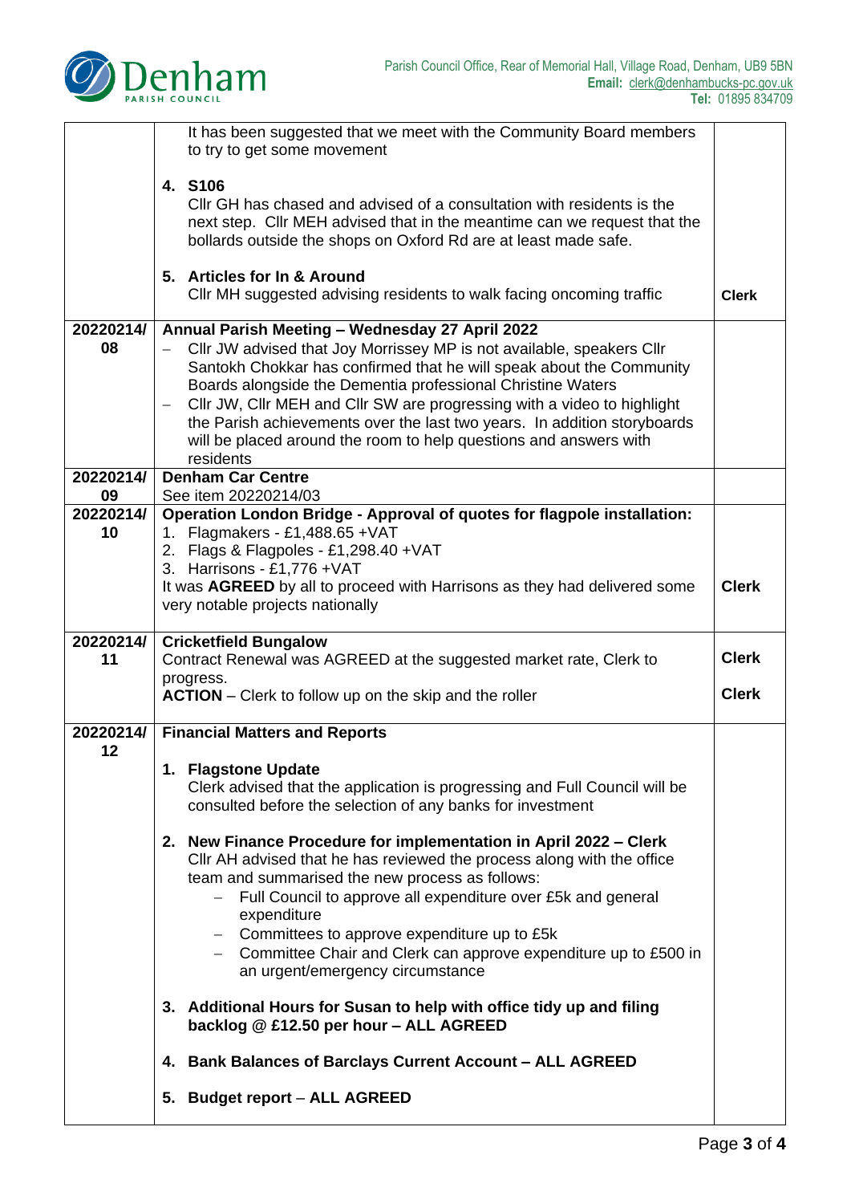| | | |
|---|---|---|
| | It has been suggested that we meet with the Community Board members to try to get some movement<br><br>4. **S106**<br>Cllr GH has chased and advised of a consultation with residents is the next step. Cllr MEH advised that in the meantime can we request that the bollards outside the shops on Oxford Rd are at least made safe.<br><br>5. **Articles for In & Around**<br>Cllr MH suggested advising residents to walk facing oncoming traffic | **Clerk** |
| **20220214/ 08** | **Annual Parish Meeting – Wednesday 27 April 2022**<br>– Cllr JW advised that Joy Morrissey MP is not available, speakers Cllr Santokh Chokkar has confirmed that he will speak about the Community Boards alongside the Dementia professional Christine Waters<br>– Cllr JW, Cllr MEH and Cllr SW are progressing with a video to highlight the Parish achievements over the last two years. In addition storyboards will be placed around the room to help questions and answers with residents | |
| **20220214/ 09** | **Denham Car Centre**<br>See item 20220214/03 | |
| **20220214/ 10** | **Operation London Bridge - Approval of quotes for flagpole installation:**<br>1. Flagmakers - £1,488.65 +VAT<br>2. Flags & Flagpoles - £1,298.40 +VAT<br>3. Harrisons - £1,776 +VAT<br>It was **AGREED** by all to proceed with Harrisons as they had delivered some very notable projects nationally | **Clerk** |
| **20220214/ 11** | **Cricketfield Bungalow**<br>Contract Renewal was AGREED at the suggested market rate, Clerk to progress.<br>**ACTION** – Clerk to follow up on the skip and the roller | **Clerk**<br><br>**Clerk** |
| **20220214/ 12** | **Financial Matters and Reports**<br><br>1. **Flagstone Update**<br>Clerk advised that the application is progressing and Full Council will be consulted before the selection of any banks for investment<br><br>2. **New Finance Procedure for implementation in April 2022 – Clerk**<br>Cllr AH advised that he has reviewed the process along with the office team and summarised the new process as follows:<br>– Full Council to approve all expenditure over £5k and general expenditure<br>– Committees to approve expenditure up to £5k<br>– Committee Chair and Clerk can approve expenditure up to £500 in an urgent/emergency circumstance<br><br>3. **Additional Hours for Susan to help with office tidy up and filing backlog @ £12.50 per hour – ALL AGREED**<br><br>4. **Bank Balances of Barclays Current Account – ALL AGREED**<br><br>5. **Budget report – ALL AGREED** | |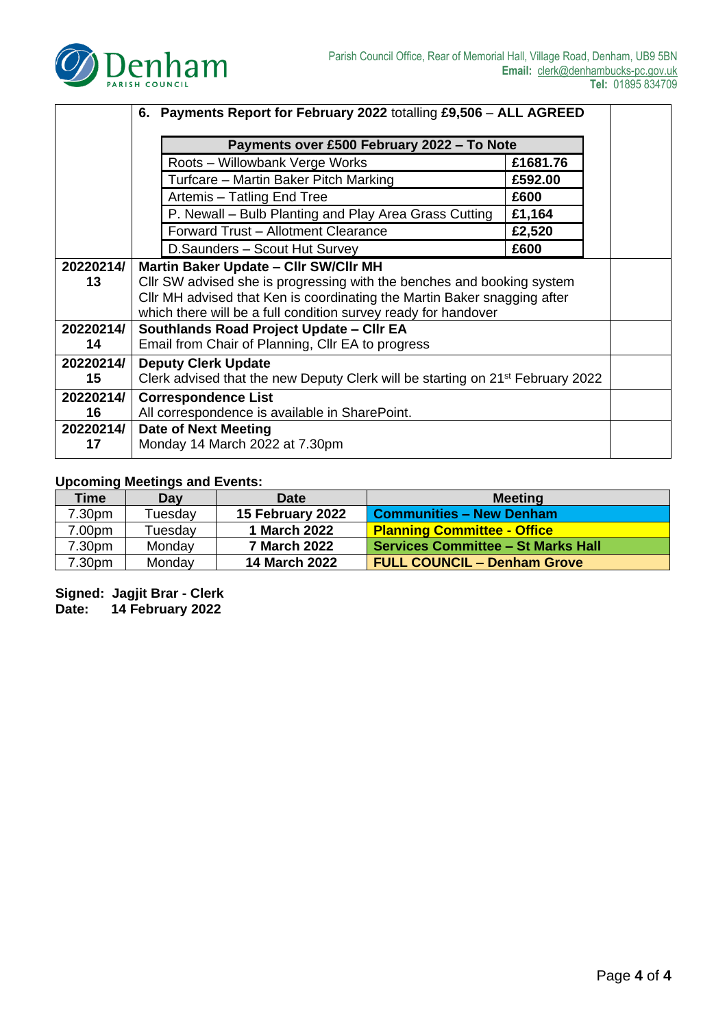| | | |
|---|---|---|
| | **6. Payments Report for February 2022** totalling **£9,506** – **ALL AGREED** | |
| **20220214/ 13** | **Martin Baker Update – Cllr SW/Cllr MH**<br>Cllr SW advised she is progressing with the benches and booking system<br>Cllr MH advised that Ken is coordinating the Martin Baker snagging after which there will be a full condition survey ready for handover | |
| **20220214/ 14** | **Southlands Road Project Update – Cllr EA**<br>Email from Chair of Planning, Cllr EA to progress | |
| **20220214/ 15** | **Deputy Clerk Update**<br>Clerk advised that the new Deputy Clerk will be starting on 21st February 2022 | |
| **20220214/ 16** | **Correspondence List**<br>All correspondence is available in SharePoint. | |
| **20220214/ 17** | **Date of Next Meeting**<br>Monday 14 March 2022 at 7.30pm | |

| Payments over £500 February 2022 – To Note | |
|---|---|
| Roots – Willowbank Verge Works | **£1681.76** |
| Turfcare – Martin Baker Pitch Marking | **£592.00** |
| Artemis – Tatling End Tree | **£600** |
| P. Newall – Bulb Planting and Play Area Grass Cutting | **£1,164** |
| Forward Trust – Allotment Clearance | **£2,520** |
| D.Saunders – Scout Hut Survey | **£600** |

**Upcoming Meetings and Events:**

| Time | Day | Date | Meeting |
|---|---|---|---|
| 7.30pm | Tuesday | **15 February 2022** | **Communities – New Denham** |
| 7.00pm | Tuesday | **1 March 2022** | **Planning Committee - Office** |
| 7.30pm | Monday | **7 March 2022** | **Services Committee – St Marks Hall** |
| 7.30pm | Monday | **14 March 2022** | **FULL COUNCIL – Denham Grove** |

**Signed: Jagjit Brar - Clerk**
**Date: 14 February 2022**